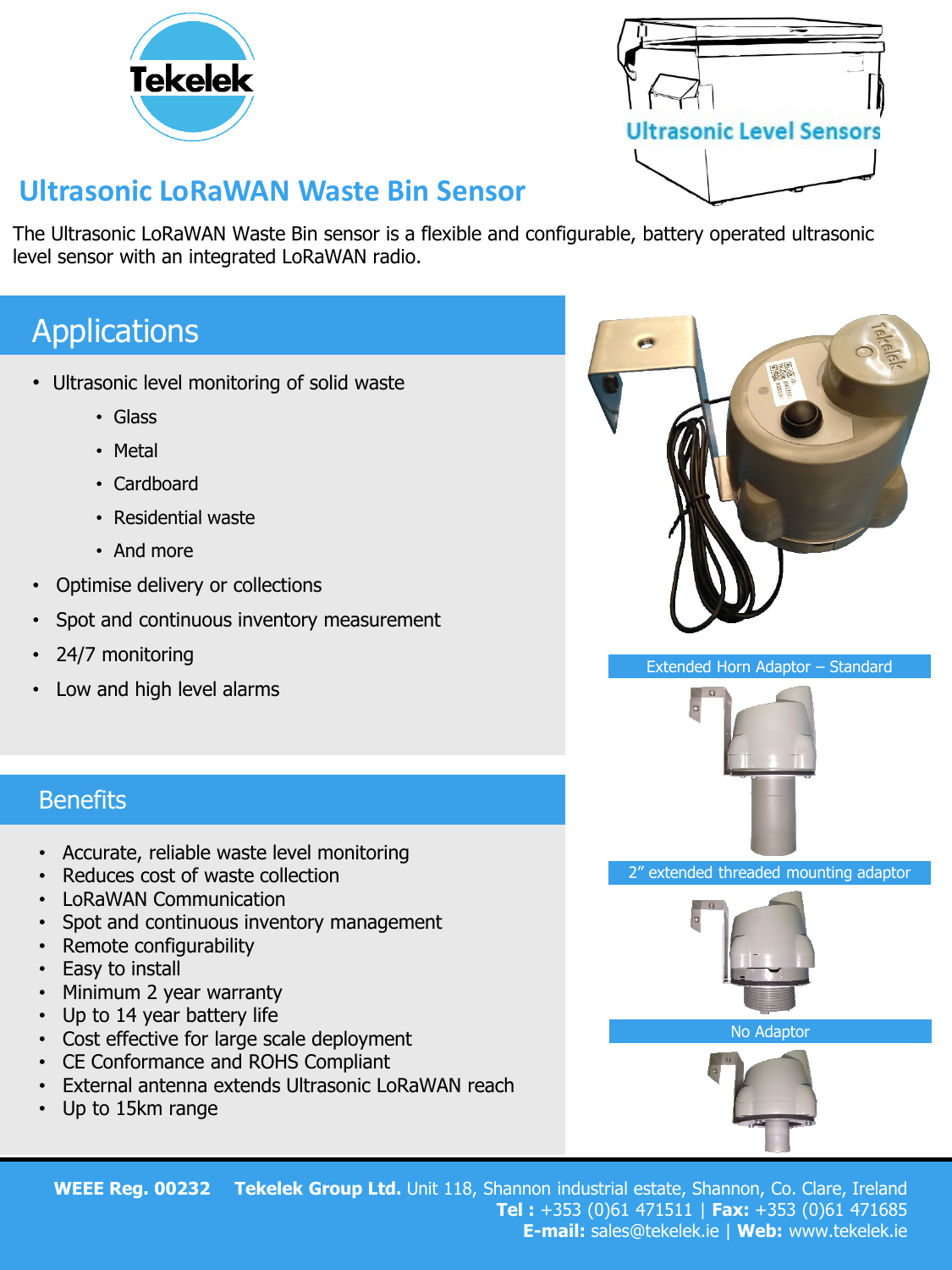Tekelek

Ultrasonic Level Sensors

# Ultrasonic LoRaWAN Waste Bin Sensor

The Ultrasonic LoRaWAN Waste Bin sensor is a flexible and configurable, battery operated ultrasonic level sensor with an integrated LoRaWAN radio.

## Applications

- Ultrasonic level monitoring of solid waste
  - Glass
  - Metal
  - Cardboard
  - Residential waste
  - And more
- Optimise delivery or collections
- Spot and continuous inventory measurement
- 24/7 monitoring
- Low and high level alarms

## Benefits

- Accurate, reliable waste level monitoring
- Reduces cost of waste collection
- LoRaWAN Communication
- Spot and continuous inventory management
- Remote configurability
- Easy to install
- Minimum 2 year warranty
- Up to 14 year battery life
- Cost effective for large scale deployment
- CE Conformance and ROHS Compliant
- External antenna extends Ultrasonic LoRaWAN reach
- Up to 15km range

Extended Horn Adaptor – Standard

2" extended threaded mounting adaptor

No Adaptor

**WEEE Reg. 00232** **Tekelek Group Ltd.** Unit 118, Shannon industrial estate, Shannon, Co. Clare, Ireland
**Tel :** +353 (0)61 471511 | **Fax:** +353 (0)61 471685
**E-mail:** sales@tekelek.ie | **Web:** www.tekelek.ie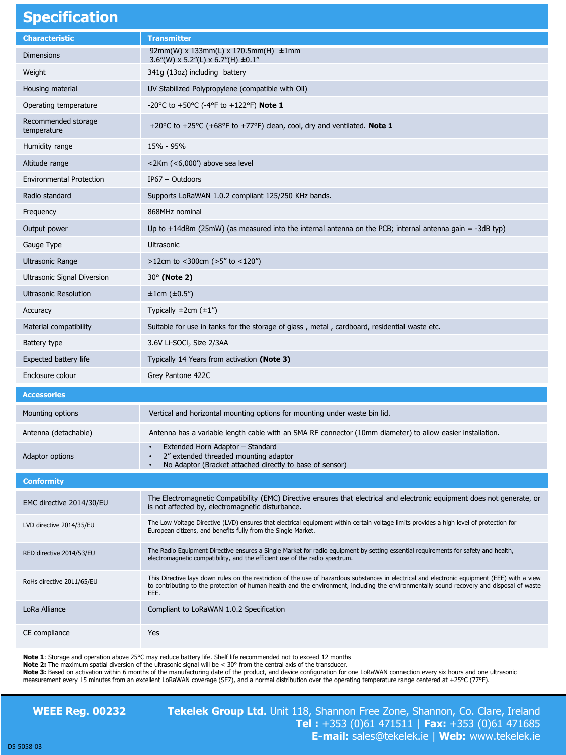# Specification

| Characteristic | Transmitter |
|---|---|
| Dimensions | 92mm(W) x 133mm(L) x 170.5mm(H) ±1mm<br>3.6"(W) x 5.2"(L) x 6.7"(H) ±0.1" |
| Weight | 341g (13oz) including battery |
| Housing material | UV Stabilized Polypropylene (compatible with Oil) |
| Operating temperature | -20°C to +50°C (-4°F to +122°F) **Note 1** |
| Recommended storage temperature | +20°C to +25°C (+68°F to +77°F) clean, cool, dry and ventilated. **Note 1** |
| Humidity range | 15% - 95% |
| Altitude range | <2Km (<6,000') above sea level |
| Environmental Protection | IP67 – Outdoors |
| Radio standard | Supports LoRaWAN 1.0.2 compliant 125/250 KHz bands. |
| Frequency | 868MHz nominal |
| Output power | Up to +14dBm (25mW) (as measured into the internal antenna on the PCB; internal antenna gain = -3dB typ) |
| Gauge Type | Ultrasonic |
| Ultrasonic Range | >12cm to <300cm (>5" to <120") |
| Ultrasonic Signal Diversion | 30° **(Note 2)** |
| Ultrasonic Resolution | ±1cm (±0.5") |
| Accuracy | Typically ±2cm (±1") |
| Material compatibility | Suitable for use in tanks for the storage of glass , metal , cardboard, residential waste etc. |
| Battery type | 3.6V Li-$SOCl_2$ Size 2/3AA |
| Expected battery life | Typically 14 Years from activation **(Note 3)** |
| Enclosure colour | Grey Pantone 422C |
| **Accessories** | |
| Mounting options | Vertical and horizontal mounting options for mounting under waste bin lid. |
| Antenna (detachable) | Antenna has a variable length cable with an SMA RF connector (10mm diameter) to allow easier installation. |
| Adaptor options | • Extended Horn Adaptor – Standard<br>• 2" extended threaded mounting adaptor<br>• No Adaptor (Bracket attached directly to base of sensor) |
| **Conformity** | |
| EMC directive 2014/30/EU | The Electromagnetic Compatibility (EMC) Directive ensures that electrical and electronic equipment does not generate, or is not affected by, electromagnetic disturbance. |
| LVD directive 2014/35/EU | The Low Voltage Directive (LVD) ensures that electrical equipment within certain voltage limits provides a high level of protection for European citizens, and benefits fully from the Single Market. |
| RED directive 2014/53/EU | The Radio Equipment Directive ensures a Single Market for radio equipment by setting essential requirements for safety and health, electromagnetic compatibility, and the efficient use of the radio spectrum. |
| RoHs directive 2011/65/EU | This Directive lays down rules on the restriction of the use of hazardous substances in electrical and electronic equipment (EEE) with a view to contributing to the protection of human health and the environment, including the environmentally sound recovery and disposal of waste EEE. |
| LoRa Alliance | Compliant to LoRaWAN 1.0.2 Specification |
| CE compliance | Yes |

**Note 1**: Storage and operation above 25°C may reduce battery life. Shelf life recommended not to exceed 12 months
**Note 2:** The maximum spatial diversion of the ultrasonic signal will be < 30° from the central axis of the transducer.
**Note 3:** Based on activation within 6 months of the manufacturing date of the product, and device configuration for one LoRaWAN connection every six hours and one ultrasonic measurement every 15 minutes from an excellent LoRaWAN coverage (SF7), and a normal distribution over the operating temperature range centered at +25°C (77°F).

**WEEE Reg. 00232**

**Tekelek Group Ltd.** Unit 118, Shannon Free Zone, Shannon, Co. Clare, Ireland
**Tel :** +353 (0)61 471511 | **Fax:** +353 (0)61 471685
**E-mail:** sales@tekelek.ie | **Web:** www.tekelek.ie

DS-5058-03